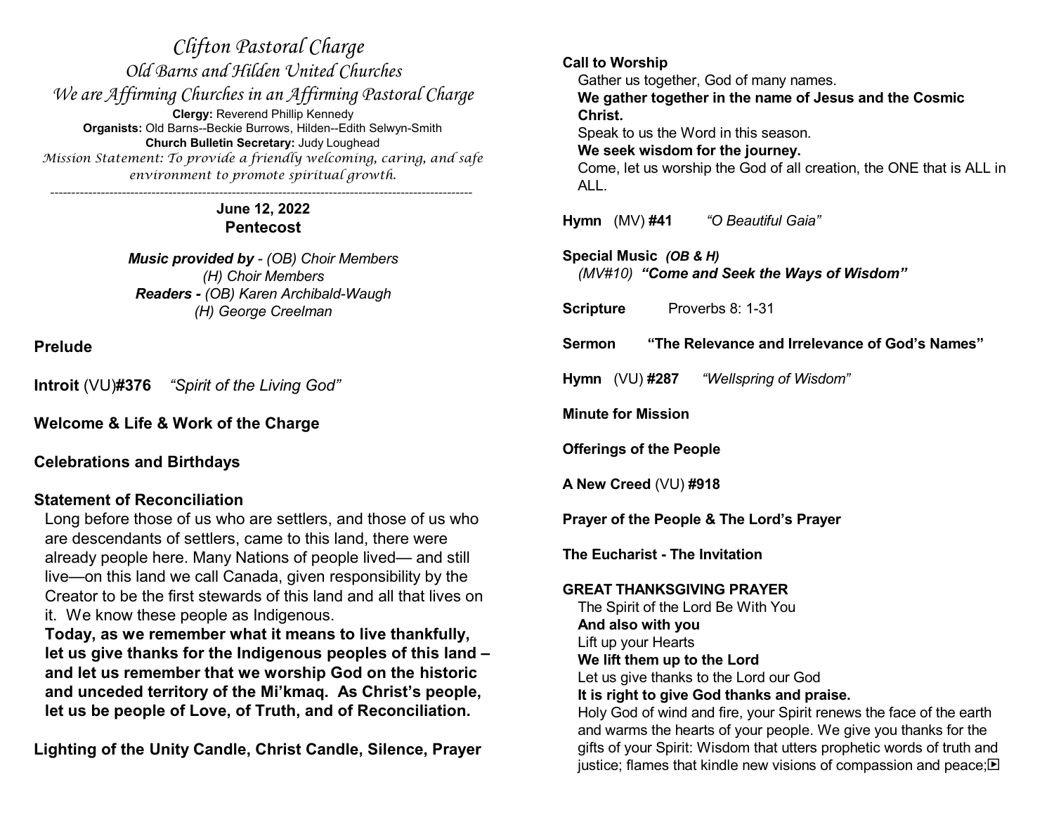# *Clifton Pastoral Charge*

*Old Barns and Hilden United Churches*

*We are Affirming Churches in an Affirming Pastoral Charge*

**Clergy:** Reverend Phillip Kennedy
**Organists:** Old Barns--Beckie Burrows, Hilden--Edith Selwyn-Smith
**Church Bulletin Secretary:** Judy Loughead

*Mission Statement: To provide a friendly welcoming, caring, and safe environment to promote spiritual growth.*

---

**June 12, 2022**
**Pentecost**

***Music provided by*** *- (OB) Choir Members*
*(H) Choir Members*
***Readers -*** *(OB) Karen Archibald-Waugh*
*(H) George Creelman*

**Prelude**

**Introit** (VU)**#376** *"Spirit of the Living God"*

**Welcome & Life & Work of the Charge**

**Celebrations and Birthdays**

**Statement of Reconciliation**

Long before those of us who are settlers, and those of us who are descendants of settlers, came to this land, there were already people here. Many Nations of people lived— and still live—on this land we call Canada, given responsibility by the Creator to be the first stewards of this land and all that lives on it. We know these people as Indigenous.

**Today, as we remember what it means to live thankfully, let us give thanks for the Indigenous peoples of this land – and let us remember that we worship God on the historic and unceded territory of the Mi'kmaq. As Christ's people, let us be people of Love, of Truth, and of Reconciliation.**

**Lighting of the Unity Candle, Christ Candle, Silence, Prayer**

**Call to Worship**

Gather us together, God of many names.
**We gather together in the name of Jesus and the Cosmic Christ.**
Speak to us the Word in this season.
**We seek wisdom for the journey.**
Come, let us worship the God of all creation, the ONE that is ALL in ALL.

**Hymn** (MV) **#41** *"O Beautiful Gaia"*

**Special Music** ***(OB & H)***
*(MV#10)* ***"Come and Seek the Ways of Wisdom"***

**Scripture** Proverbs 8: 1-31

**Sermon** **"The Relevance and Irrelevance of God's Names"**

**Hymn** (VU) **#287** *"Wellspring of Wisdom"*

**Minute for Mission**

**Offerings of the People**

**A New Creed** (VU) **#918**

**Prayer of the People & The Lord's Prayer**

**The Eucharist - The Invitation**

**GREAT THANKSGIVING PRAYER**

The Spirit of the Lord Be With You
**And also with you**
Lift up your Hearts
**We lift them up to the Lord**
Let us give thanks to the Lord our God
**It is right to give God thanks and praise.**
Holy God of wind and fire, your Spirit renews the face of the earth and warms the hearts of your people. We give you thanks for the gifts of your Spirit: Wisdom that utters prophetic words of truth and justice; flames that kindle new visions of compassion and peace;▶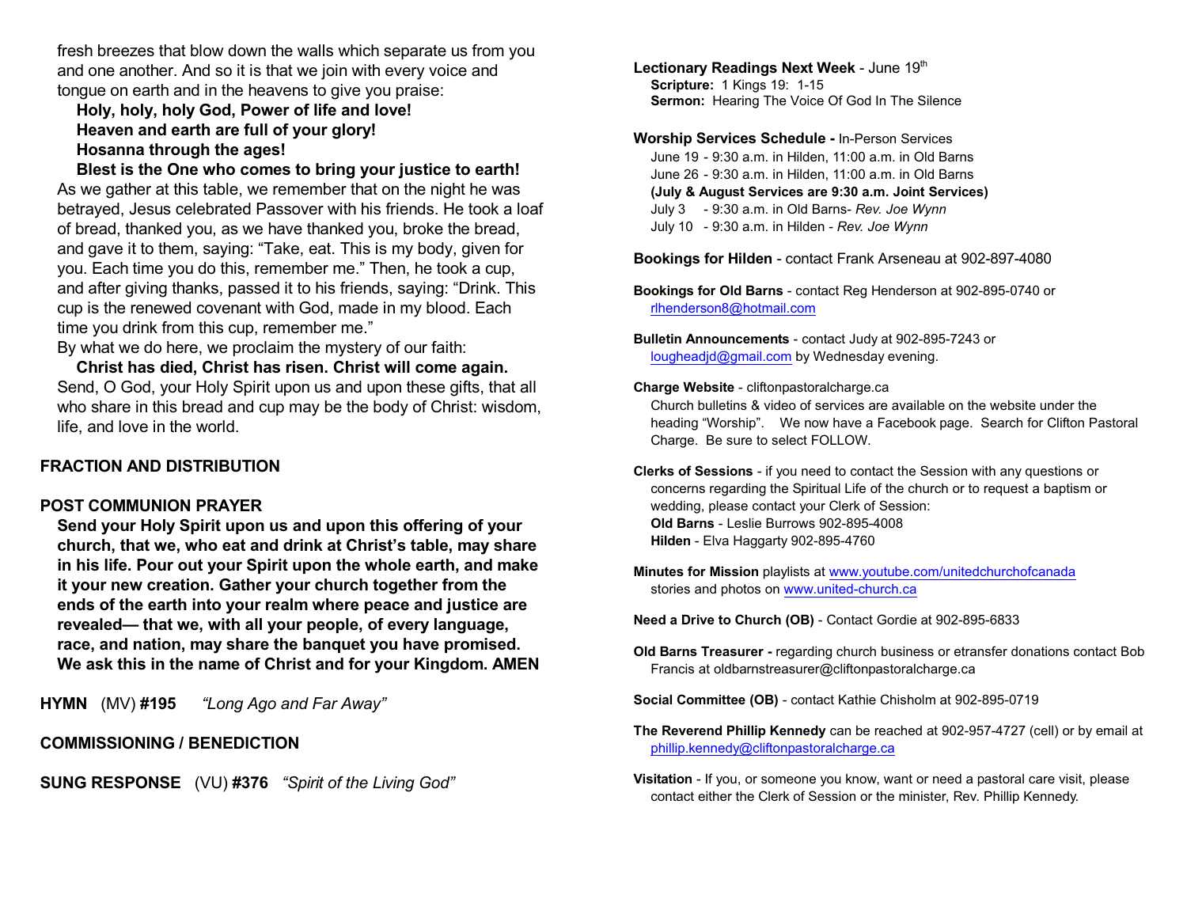fresh breezes that blow down the walls which separate us from you and one another. And so it is that we join with every voice and tongue on earth and in the heavens to give you praise:

**Holy, holy, holy God, Power of life and love!**
**Heaven and earth are full of your glory!**
**Hosanna through the ages!**
**Blest is the One who comes to bring your justice to earth!**

As we gather at this table, we remember that on the night he was betrayed, Jesus celebrated Passover with his friends. He took a loaf of bread, thanked you, as we have thanked you, broke the bread, and gave it to them, saying: "Take, eat. This is my body, given for you. Each time you do this, remember me." Then, he took a cup, and after giving thanks, passed it to his friends, saying: "Drink. This cup is the renewed covenant with God, made in my blood. Each time you drink from this cup, remember me."

By what we do here, we proclaim the mystery of our faith:

**Christ has died, Christ has risen. Christ will come again.**

Send, O God, your Holy Spirit upon us and upon these gifts, that all who share in this bread and cup may be the body of Christ: wisdom, life, and love in the world.

**FRACTION AND DISTRIBUTION**

**POST COMMUNION PRAYER**

**Send your Holy Spirit upon us and upon this offering of your church, that we, who eat and drink at Christ's table, may share in his life. Pour out your Spirit upon the whole earth, and make it your new creation. Gather your church together from the ends of the earth into your realm where peace and justice are revealed— that we, with all your people, of every language, race, and nation, may share the banquet you have promised. We ask this in the name of Christ and for your Kingdom. AMEN**

**HYMN** (MV) **#195** *"Long Ago and Far Away"*

**COMMISSIONING / BENEDICTION**

**SUNG RESPONSE** (VU) **#376** *"Spirit of the Living God"*

**Lectionary Readings Next Week** - June 19th
**Scripture:** 1 Kings 19: 1-15
**Sermon:** Hearing The Voice Of God In The Silence

**Worship Services Schedule -** In-Person Services
June 19 - 9:30 a.m. in Hilden, 11:00 a.m. in Old Barns
June 26 - 9:30 a.m. in Hilden, 11:00 a.m. in Old Barns
**(July & August Services are 9:30 a.m. Joint Services)**
July 3 - 9:30 a.m. in Old Barns- *Rev. Joe Wynn*
July 10 - 9:30 a.m. in Hilden - *Rev. Joe Wynn*

**Bookings for Hilden** - contact Frank Arseneau at 902-897-4080

**Bookings for Old Barns** - contact Reg Henderson at 902-895-0740 or rlhenderson8@hotmail.com

**Bulletin Announcements** - contact Judy at 902-895-7243 or lougheadjd@gmail.com by Wednesday evening.

**Charge Website** - cliftonpastoralcharge.ca
Church bulletins & video of services are available on the website under the heading "Worship". We now have a Facebook page. Search for Clifton Pastoral Charge. Be sure to select FOLLOW.

**Clerks of Sessions** - if you need to contact the Session with any questions or concerns regarding the Spiritual Life of the church or to request a baptism or wedding, please contact your Clerk of Session:
**Old Barns** - Leslie Burrows 902-895-4008
**Hilden** - Elva Haggarty 902-895-4760

**Minutes for Mission** playlists at www.youtube.com/unitedchurchofcanada stories and photos on www.united-church.ca

**Need a Drive to Church (OB)** - Contact Gordie at 902-895-6833

**Old Barns Treasurer -** regarding church business or etransfer donations contact Bob Francis at oldbarnstreasurer@cliftonpastoralcharge.ca

**Social Committee (OB)** - contact Kathie Chisholm at 902-895-0719

**The Reverend Phillip Kennedy** can be reached at 902-957-4727 (cell) or by email at phillip.kennedy@cliftonpastoralcharge.ca

**Visitation** - If you, or someone you know, want or need a pastoral care visit, please contact either the Clerk of Session or the minister, Rev. Phillip Kennedy.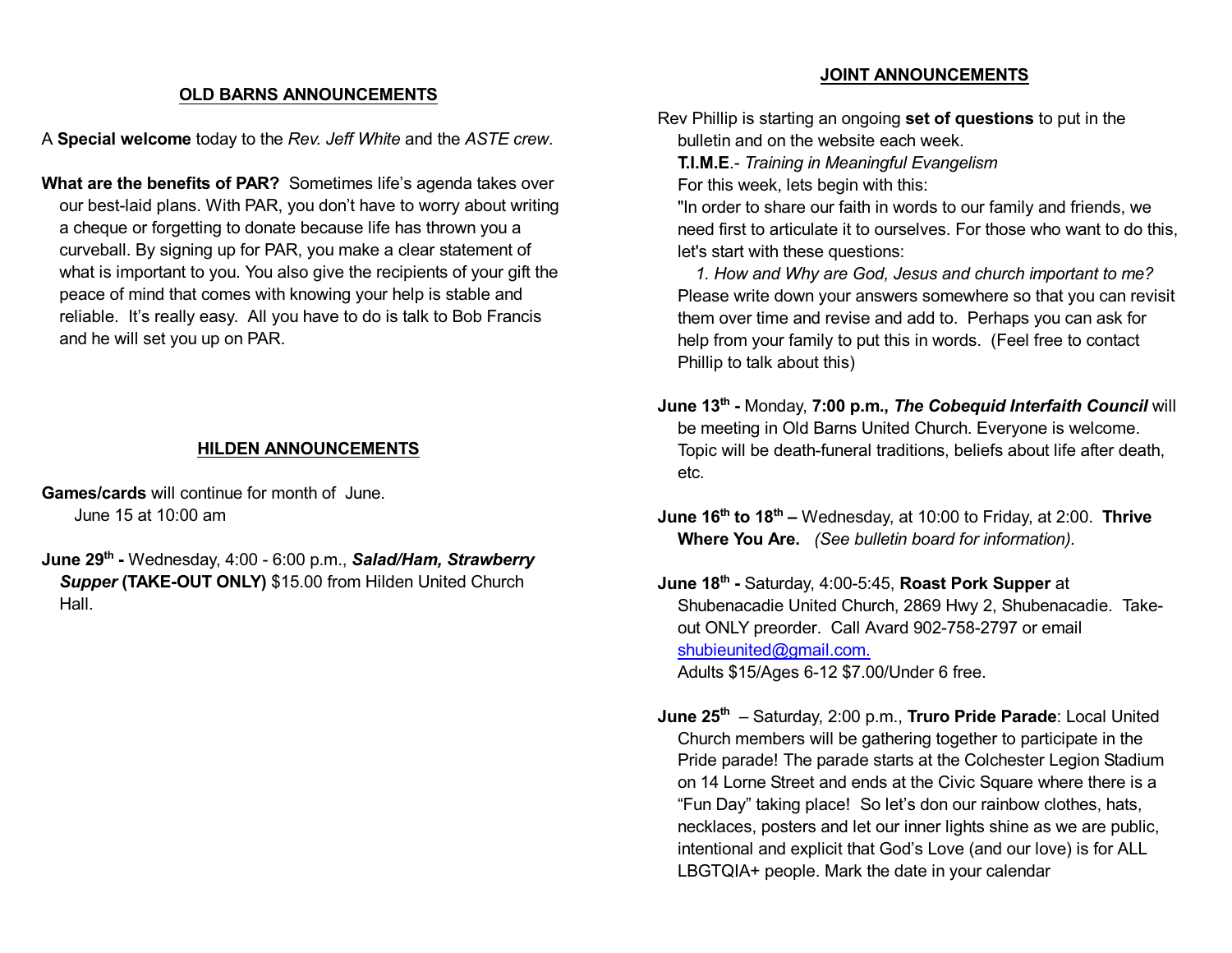## OLD BARNS ANNOUNCEMENTS

A **Special welcome** today to the *Rev. Jeff White* and the *ASTE crew*.

**What are the benefits of PAR?** Sometimes life's agenda takes over our best-laid plans. With PAR, you don't have to worry about writing a cheque or forgetting to donate because life has thrown you a curveball. By signing up for PAR, you make a clear statement of what is important to you. You also give the recipients of your gift the peace of mind that comes with knowing your help is stable and reliable. It's really easy. All you have to do is talk to Bob Francis and he will set you up on PAR.

## HILDEN ANNOUNCEMENTS

**Games/cards** will continue for month of June.
June 15 at 10:00 am

**June 29th -** Wednesday, 4:00 - 6:00 p.m., ***Salad/Ham, Strawberry Supper*** **(TAKE-OUT ONLY)** $15.00 from Hilden United Church Hall.

## JOINT ANNOUNCEMENTS

Rev Phillip is starting an ongoing **set of questions** to put in the bulletin and on the website each week.
**T.I.M.E**.- *Training in Meaningful Evangelism*
For this week, lets begin with this:
"In order to share our faith in words to our family and friends, we need first to articulate it to ourselves. For those who want to do this, let's start with these questions:

*1. How and Why are God, Jesus and church important to me?*

Please write down your answers somewhere so that you can revisit them over time and revise and add to. Perhaps you can ask for help from your family to put this in words. (Feel free to contact Phillip to talk about this)

**June 13th -** Monday, **7:00 p.m.,** ***The Cobequid Interfaith Council*** will be meeting in Old Barns United Church. Everyone is welcome. Topic will be death-funeral traditions, beliefs about life after death, etc.

**June 16th to 18th –** Wednesday, at 10:00 to Friday, at 2:00. **Thrive Where You Are.** *(See bulletin board for information).*

**June 18th -** Saturday, 4:00-5:45, **Roast Pork Supper** at Shubenacadie United Church, 2869 Hwy 2, Shubenacadie. Take-out ONLY preorder. Call Avard 902-758-2797 or email shubieunited@gmail.com.
Adults $15/Ages 6-12 $7.00/Under 6 free.

**June 25th** – Saturday, 2:00 p.m., **Truro Pride Parade**: Local United Church members will be gathering together to participate in the Pride parade! The parade starts at the Colchester Legion Stadium on 14 Lorne Street and ends at the Civic Square where there is a "Fun Day" taking place! So let's don our rainbow clothes, hats, necklaces, posters and let our inner lights shine as we are public, intentional and explicit that God's Love (and our love) is for ALL LBGTQIA+ people. Mark the date in your calendar